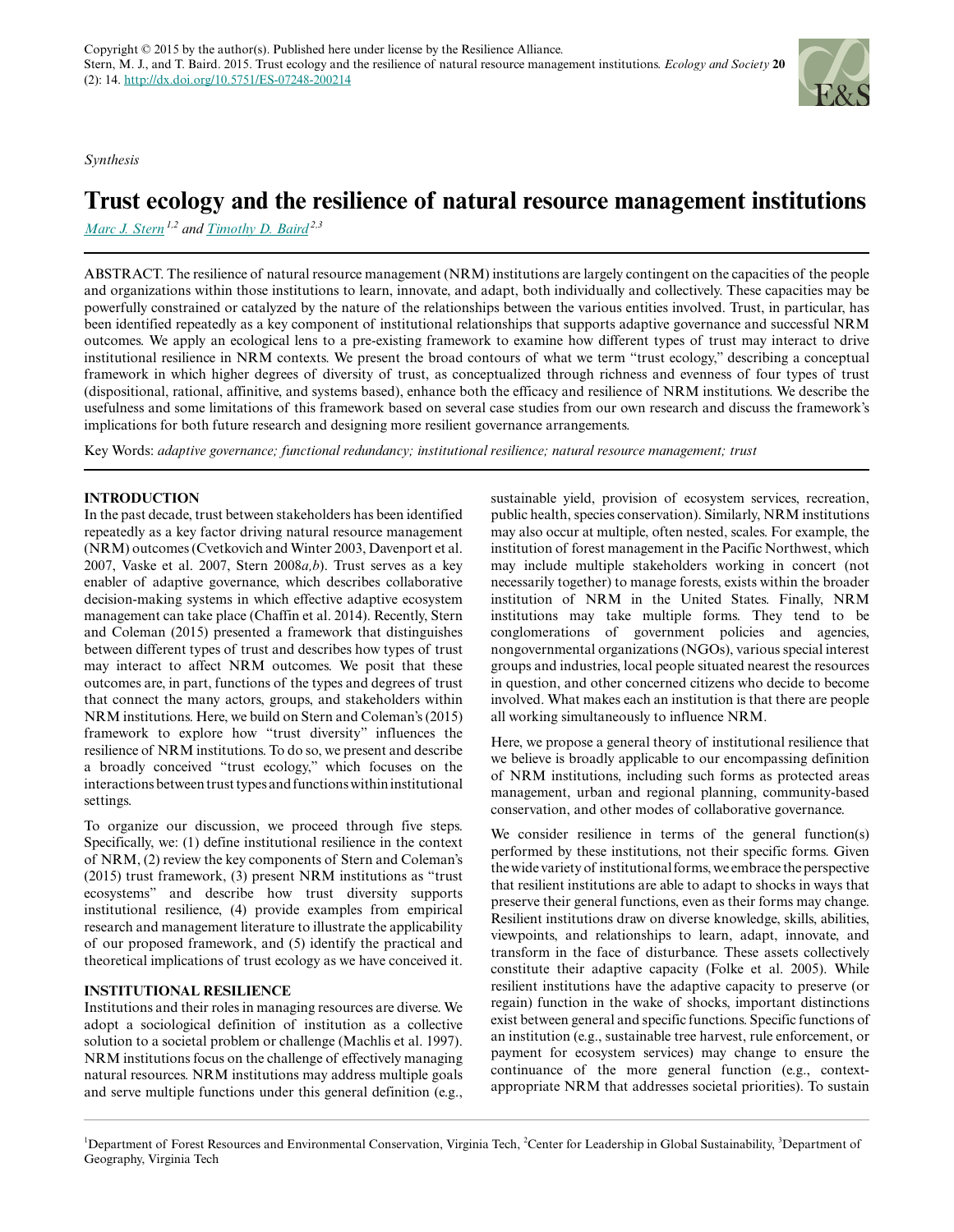Copyright © 2015 by the author(s). Published here under license by the Resilience Alliance.
Stern, M. J., and T. Baird. 2015. Trust ecology and the resilience of natural resource management institutions. *Ecology and Society* **20** (2): 14. http://dx.doi.org/10.5751/ES-07248-200214

*Synthesis*

# Trust ecology and the resilience of natural resource management institutions

*Marc J. Stern*[1,2] and *Timothy D. Baird*[2,3]

ABSTRACT. The resilience of natural resource management (NRM) institutions are largely contingent on the capacities of the people and organizations within those institutions to learn, innovate, and adapt, both individually and collectively. These capacities may be powerfully constrained or catalyzed by the nature of the relationships between the various entities involved. Trust, in particular, has been identified repeatedly as a key component of institutional relationships that supports adaptive governance and successful NRM outcomes. We apply an ecological lens to a pre-existing framework to examine how different types of trust may interact to drive institutional resilience in NRM contexts. We present the broad contours of what we term "trust ecology," describing a conceptual framework in which higher degrees of diversity of trust, as conceptualized through richness and evenness of four types of trust (dispositional, rational, affinitive, and systems based), enhance both the efficacy and resilience of NRM institutions. We describe the usefulness and some limitations of this framework based on several case studies from our own research and discuss the framework's implications for both future research and designing more resilient governance arrangements.

Key Words: *adaptive governance; functional redundancy; institutional resilience; natural resource management; trust*

## INTRODUCTION

In the past decade, trust between stakeholders has been identified repeatedly as a key factor driving natural resource management (NRM) outcomes (Cvetkovich and Winter 2003, Davenport et al. 2007, Vaske et al. 2007, Stern 2008*a,b*). Trust serves as a key enabler of adaptive governance, which describes collaborative decision-making systems in which effective adaptive ecosystem management can take place (Chaffin et al. 2014). Recently, Stern and Coleman (2015) presented a framework that distinguishes between different types of trust and describes how types of trust may interact to affect NRM outcomes. We posit that these outcomes are, in part, functions of the types and degrees of trust that connect the many actors, groups, and stakeholders within NRM institutions. Here, we build on Stern and Coleman's (2015) framework to explore how "trust diversity" influences the resilience of NRM institutions. To do so, we present and describe a broadly conceived "trust ecology," which focuses on the interactions between trust types and functions within institutional settings.

To organize our discussion, we proceed through five steps. Specifically, we: (1) define institutional resilience in the context of NRM, (2) review the key components of Stern and Coleman's (2015) trust framework, (3) present NRM institutions as "trust ecosystems" and describe how trust diversity supports institutional resilience, (4) provide examples from empirical research and management literature to illustrate the applicability of our proposed framework, and (5) identify the practical and theoretical implications of trust ecology as we have conceived it.

## INSTITUTIONAL RESILIENCE

Institutions and their roles in managing resources are diverse. We adopt a sociological definition of institution as a collective solution to a societal problem or challenge (Machlis et al. 1997). NRM institutions focus on the challenge of effectively managing natural resources. NRM institutions may address multiple goals and serve multiple functions under this general definition (e.g., sustainable yield, provision of ecosystem services, recreation, public health, species conservation). Similarly, NRM institutions may also occur at multiple, often nested, scales. For example, the institution of forest management in the Pacific Northwest, which may include multiple stakeholders working in concert (not necessarily together) to manage forests, exists within the broader institution of NRM in the United States. Finally, NRM institutions may take multiple forms. They tend to be conglomerations of government policies and agencies, nongovernmental organizations (NGOs), various special interest groups and industries, local people situated nearest the resources in question, and other concerned citizens who decide to become involved. What makes each an institution is that there are people all working simultaneously to influence NRM.

Here, we propose a general theory of institutional resilience that we believe is broadly applicable to our encompassing definition of NRM institutions, including such forms as protected areas management, urban and regional planning, community-based conservation, and other modes of collaborative governance.

We consider resilience in terms of the general function(s) performed by these institutions, not their specific forms. Given the wide variety of institutional forms, we embrace the perspective that resilient institutions are able to adapt to shocks in ways that preserve their general functions, even as their forms may change. Resilient institutions draw on diverse knowledge, skills, abilities, viewpoints, and relationships to learn, adapt, innovate, and transform in the face of disturbance. These assets collectively constitute their adaptive capacity (Folke et al. 2005). While resilient institutions have the adaptive capacity to preserve (or regain) function in the wake of shocks, important distinctions exist between general and specific functions. Specific functions of an institution (e.g., sustainable tree harvest, rule enforcement, or payment for ecosystem services) may change to ensure the continuance of the more general function (e.g., context-appropriate NRM that addresses societal priorities). To sustain

[1]Department of Forest Resources and Environmental Conservation, Virginia Tech, [2]Center for Leadership in Global Sustainability, [3]Department of Geography, Virginia Tech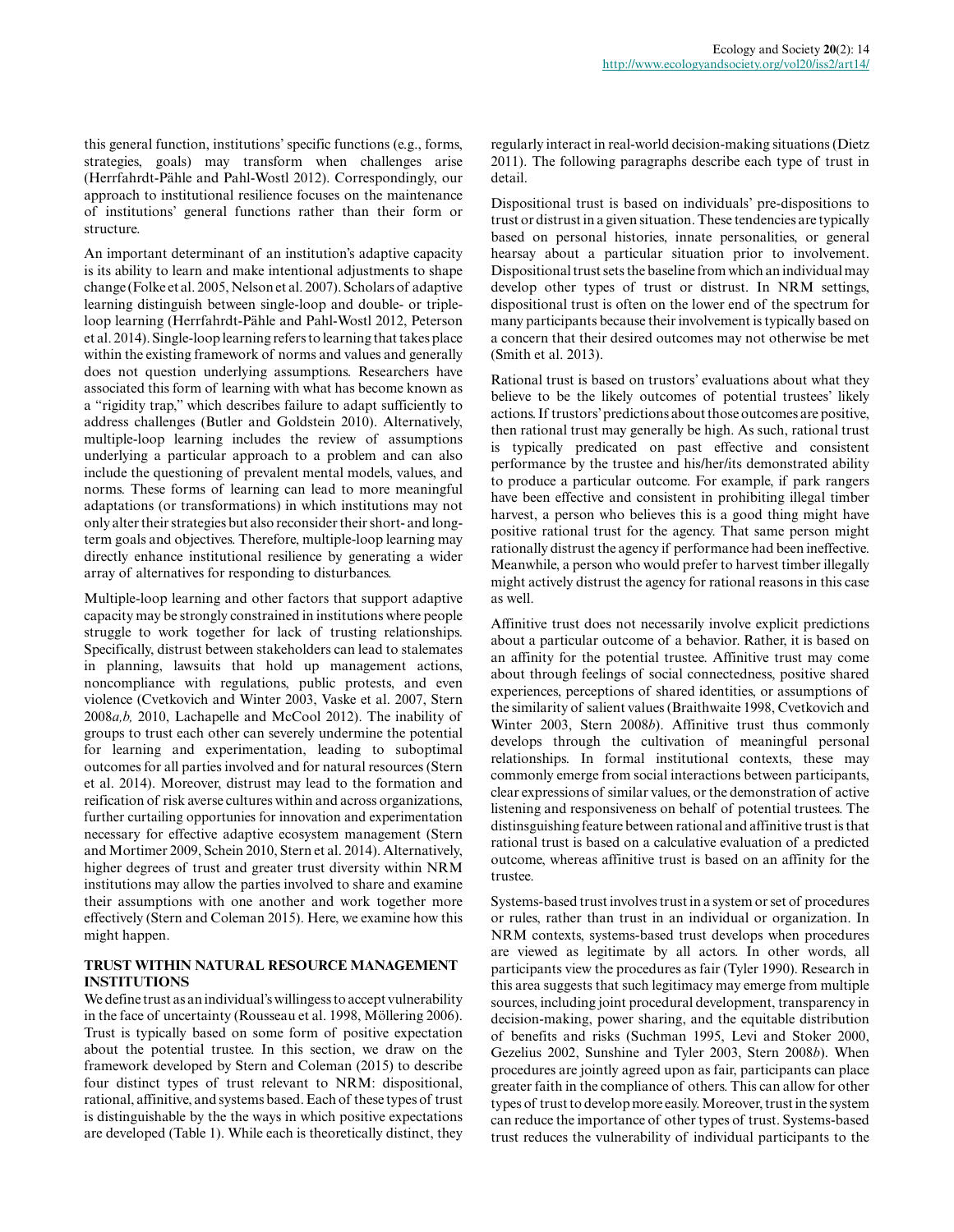this general function, institutions' specific functions (e.g., forms, strategies, goals) may transform when challenges arise (Herrfahrdt-Pähle and Pahl-Wostl 2012). Correspondingly, our approach to institutional resilience focuses on the maintenance of institutions' general functions rather than their form or structure.

An important determinant of an institution's adaptive capacity is its ability to learn and make intentional adjustments to shape change (Folke et al. 2005, Nelson et al. 2007). Scholars of adaptive learning distinguish between single-loop and double- or triple-loop learning (Herrfahrdt-Pähle and Pahl-Wostl 2012, Peterson et al. 2014). Single-loop learning refers to learning that takes place within the existing framework of norms and values and generally does not question underlying assumptions. Researchers have associated this form of learning with what has become known as a "rigidity trap," which describes failure to adapt sufficiently to address challenges (Butler and Goldstein 2010). Alternatively, multiple-loop learning includes the review of assumptions underlying a particular approach to a problem and can also include the questioning of prevalent mental models, values, and norms. These forms of learning can lead to more meaningful adaptations (or transformations) in which institutions may not only alter their strategies but also reconsider their short- and long-term goals and objectives. Therefore, multiple-loop learning may directly enhance institutional resilience by generating a wider array of alternatives for responding to disturbances.

Multiple-loop learning and other factors that support adaptive capacity may be strongly constrained in institutions where people struggle to work together for lack of trusting relationships. Specifically, distrust between stakeholders can lead to stalemates in planning, lawsuits that hold up management actions, noncompliance with regulations, public protests, and even violence (Cvetkovich and Winter 2003, Vaske et al. 2007, Stern 2008*a,b,* 2010, Lachapelle and McCool 2012). The inability of groups to trust each other can severely undermine the potential for learning and experimentation, leading to suboptimal outcomes for all parties involved and for natural resources (Stern et al. 2014). Moreover, distrust may lead to the formation and reification of risk averse cultures within and across organizations, further curtailing opportunities for innovation and experimentation necessary for effective adaptive ecosystem management (Stern and Mortimer 2009, Schein 2010, Stern et al. 2014). Alternatively, higher degrees of trust and greater trust diversity within NRM institutions may allow the parties involved to share and examine their assumptions with one another and work together more effectively (Stern and Coleman 2015). Here, we examine how this might happen.

## TRUST WITHIN NATURAL RESOURCE MANAGEMENT INSTITUTIONS

We define trust as an individual's willingess to accept vulnerability in the face of uncertainty (Rousseau et al. 1998, Möllering 2006). Trust is typically based on some form of positive expectation about the potential trustee. In this section, we draw on the framework developed by Stern and Coleman (2015) to describe four distinct types of trust relevant to NRM: dispositional, rational, affinitive, and systems based. Each of these types of trust is distinguishable by the the ways in which positive expectations are developed (Table 1). While each is theoretically distinct, they regularly interact in real-world decision-making situations (Dietz 2011). The following paragraphs describe each type of trust in detail.

Dispositional trust is based on individuals' pre-dispositions to trust or distrust in a given situation. These tendencies are typically based on personal histories, innate personalities, or general hearsay about a particular situation prior to involvement. Dispositional trust sets the baseline from which an individual may develop other types of trust or distrust. In NRM settings, dispositional trust is often on the lower end of the spectrum for many participants because their involvement is typically based on a concern that their desired outcomes may not otherwise be met (Smith et al. 2013).

Rational trust is based on trustors' evaluations about what they believe to be the likely outcomes of potential trustees' likely actions. If trustors' predictions about those outcomes are positive, then rational trust may generally be high. As such, rational trust is typically predicated on past effective and consistent performance by the trustee and his/her/its demonstrated ability to produce a particular outcome. For example, if park rangers have been effective and consistent in prohibiting illegal timber harvest, a person who believes this is a good thing might have positive rational trust for the agency. That same person might rationally distrust the agency if performance had been ineffective. Meanwhile, a person who would prefer to harvest timber illegally might actively distrust the agency for rational reasons in this case as well.

Affinitive trust does not necessarily involve explicit predictions about a particular outcome of a behavior. Rather, it is based on an affinity for the potential trustee. Affinitive trust may come about through feelings of social connectedness, positive shared experiences, perceptions of shared identities, or assumptions of the similarity of salient values (Braithwaite 1998, Cvetkovich and Winter 2003, Stern 2008*b*). Affinitive trust thus commonly develops through the cultivation of meaningful personal relationships. In formal institutional contexts, these may commonly emerge from social interactions between participants, clear expressions of similar values, or the demonstration of active listening and responsiveness on behalf of potential trustees. The distinsguishing feature between rational and affinitive trust is that rational trust is based on a calculative evaluation of a predicted outcome, whereas affinitive trust is based on an affinity for the trustee.

Systems-based trust involves trust in a system or set of procedures or rules, rather than trust in an individual or organization. In NRM contexts, systems-based trust develops when procedures are viewed as legitimate by all actors. In other words, all participants view the procedures as fair (Tyler 1990). Research in this area suggests that such legitimacy may emerge from multiple sources, including joint procedural development, transparency in decision-making, power sharing, and the equitable distribution of benefits and risks (Suchman 1995, Levi and Stoker 2000, Gezelius 2002, Sunshine and Tyler 2003, Stern 2008*b*). When procedures are jointly agreed upon as fair, participants can place greater faith in the compliance of others. This can allow for other types of trust to develop more easily. Moreover, trust in the system can reduce the importance of other types of trust. Systems-based trust reduces the vulnerability of individual participants to the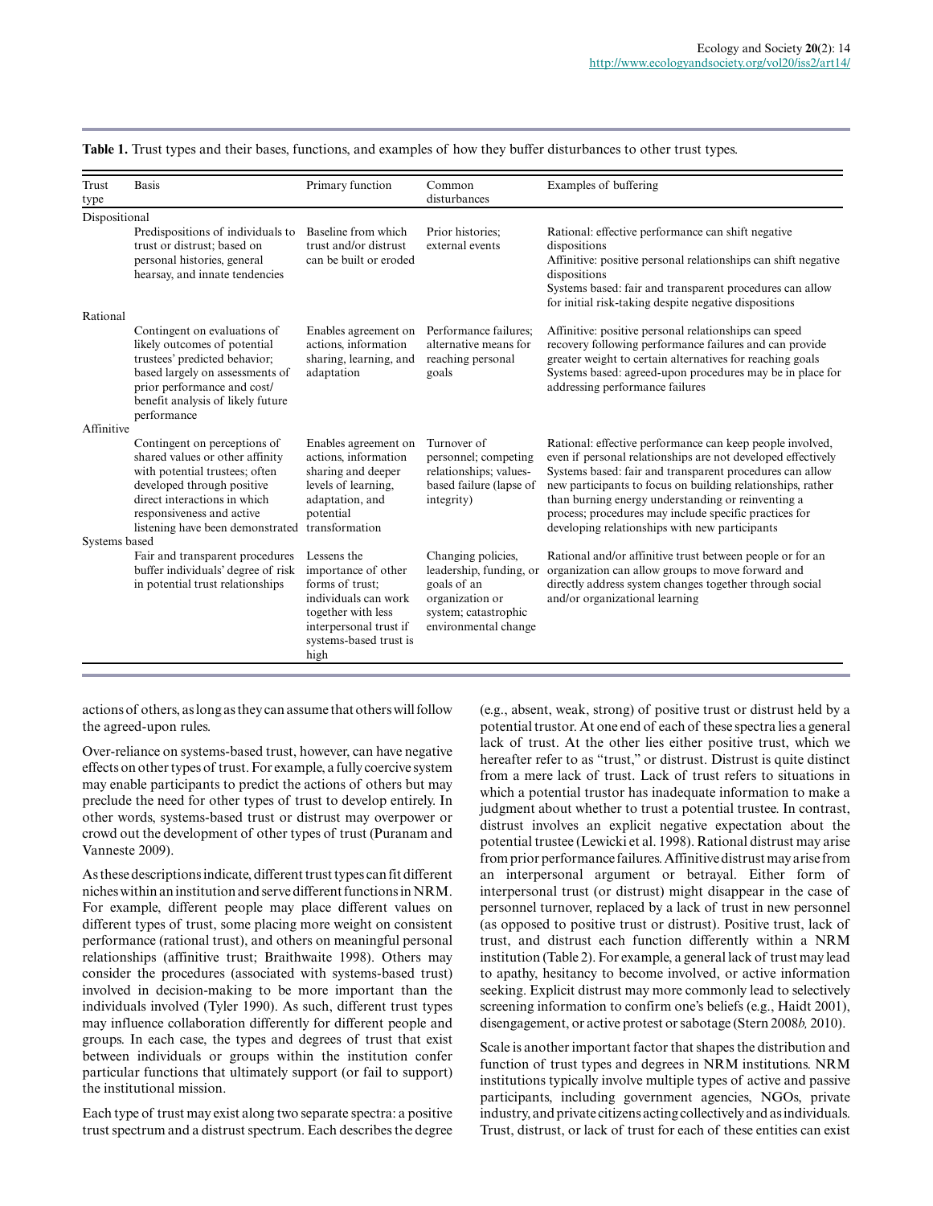**Table 1.** Trust types and their bases, functions, and examples of how they buffer disturbances to other trust types.

| Trust type | Basis | Primary function | Common disturbances | Examples of buffering |
|---|---|---|---|---|
| Dispositional | | | | |
| | Predispositions of individuals to trust or distrust; based on personal histories, general hearsay, and innate tendencies | Baseline from which trust and/or distrust can be built or eroded | Prior histories; external events | Rational: effective performance can shift negative dispositions<br>Affinitive: positive personal relationships can shift negative dispositions<br>Systems based: fair and transparent procedures can allow for initial risk-taking despite negative dispositions |
| Rational | | | | |
| | Contingent on evaluations of likely outcomes of potential trustees' predicted behavior; based largely on assessments of prior performance and cost/benefit analysis of likely future performance | Enables agreement on actions, information sharing, learning, and adaptation | Performance failures; alternative means for reaching personal goals | Affinitive: positive personal relationships can speed recovery following performance failures and can provide greater weight to certain alternatives for reaching goals<br>Systems based: agreed-upon procedures may be in place for addressing performance failures |
| Affinitive | | | | |
| | Contingent on perceptions of shared values or other affinity with potential trustees; often developed through positive direct interactions in which responsiveness and active listening have been demonstrated | Enables agreement on actions, information sharing and deeper levels of learning, adaptation, and potential transformation | Turnover of personnel; competing relationships; values-based failure (lapse of integrity) | Rational: effective performance can keep people involved, even if personal relationships are not developed effectively<br>Systems based: fair and transparent procedures can allow new participants to focus on building relationships, rather than burning energy understanding or reinventing a process; procedures may include specific practices for developing relationships with new participants |
| Systems based | | | | |
| | Fair and transparent procedures buffer individuals' degree of risk in potential trust relationships | Lessens the importance of other forms of trust; individuals can work together with less interpersonal trust if systems-based trust is high | Changing policies, leadership, funding, or goals of an organization or system; catastrophic environmental change | Rational and/or affinitive trust between people or for an organization can allow groups to move forward and directly address system changes together through social and/or organizational learning |

actions of others, as long as they can assume that others will follow the agreed-upon rules.

Over-reliance on systems-based trust, however, can have negative effects on other types of trust. For example, a fully coercive system may enable participants to predict the actions of others but may preclude the need for other types of trust to develop entirely. In other words, systems-based trust or distrust may overpower or crowd out the development of other types of trust (Puranam and Vanneste 2009).

As these descriptions indicate, different trust types can fit different niches within an institution and serve different functions in NRM. For example, different people may place different values on different types of trust, some placing more weight on consistent performance (rational trust), and others on meaningful personal relationships (affinitive trust; Braithwaite 1998). Others may consider the procedures (associated with systems-based trust) involved in decision-making to be more important than the individuals involved (Tyler 1990). As such, different trust types may influence collaboration differently for different people and groups. In each case, the types and degrees of trust that exist between individuals or groups within the institution confer particular functions that ultimately support (or fail to support) the institutional mission.

Each type of trust may exist along two separate spectra: a positive trust spectrum and a distrust spectrum. Each describes the degree (e.g., absent, weak, strong) of positive trust or distrust held by a potential trustor. At one end of each of these spectra lies a general lack of trust. At the other lies either positive trust, which we hereafter refer to as "trust," or distrust. Distrust is quite distinct from a mere lack of trust. Lack of trust refers to situations in which a potential trustor has inadequate information to make a judgment about whether to trust a potential trustee. In contrast, distrust involves an explicit negative expectation about the potential trustee (Lewicki et al. 1998). Rational distrust may arise from prior performance failures. Affinitive distrust may arise from an interpersonal argument or betrayal. Either form of interpersonal trust (or distrust) might disappear in the case of personnel turnover, replaced by a lack of trust in new personnel (as opposed to positive trust or distrust). Positive trust, lack of trust, and distrust each function differently within a NRM institution (Table 2). For example, a general lack of trust may lead to apathy, hesitancy to become involved, or active information seeking. Explicit distrust may more commonly lead to selectively screening information to confirm one's beliefs (e.g., Haidt 2001), disengagement, or active protest or sabotage (Stern 2008*b,* 2010).

Scale is another important factor that shapes the distribution and function of trust types and degrees in NRM institutions. NRM institutions typically involve multiple types of active and passive participants, including government agencies, NGOs, private industry, and private citizens acting collectively and as individuals. Trust, distrust, or lack of trust for each of these entities can exist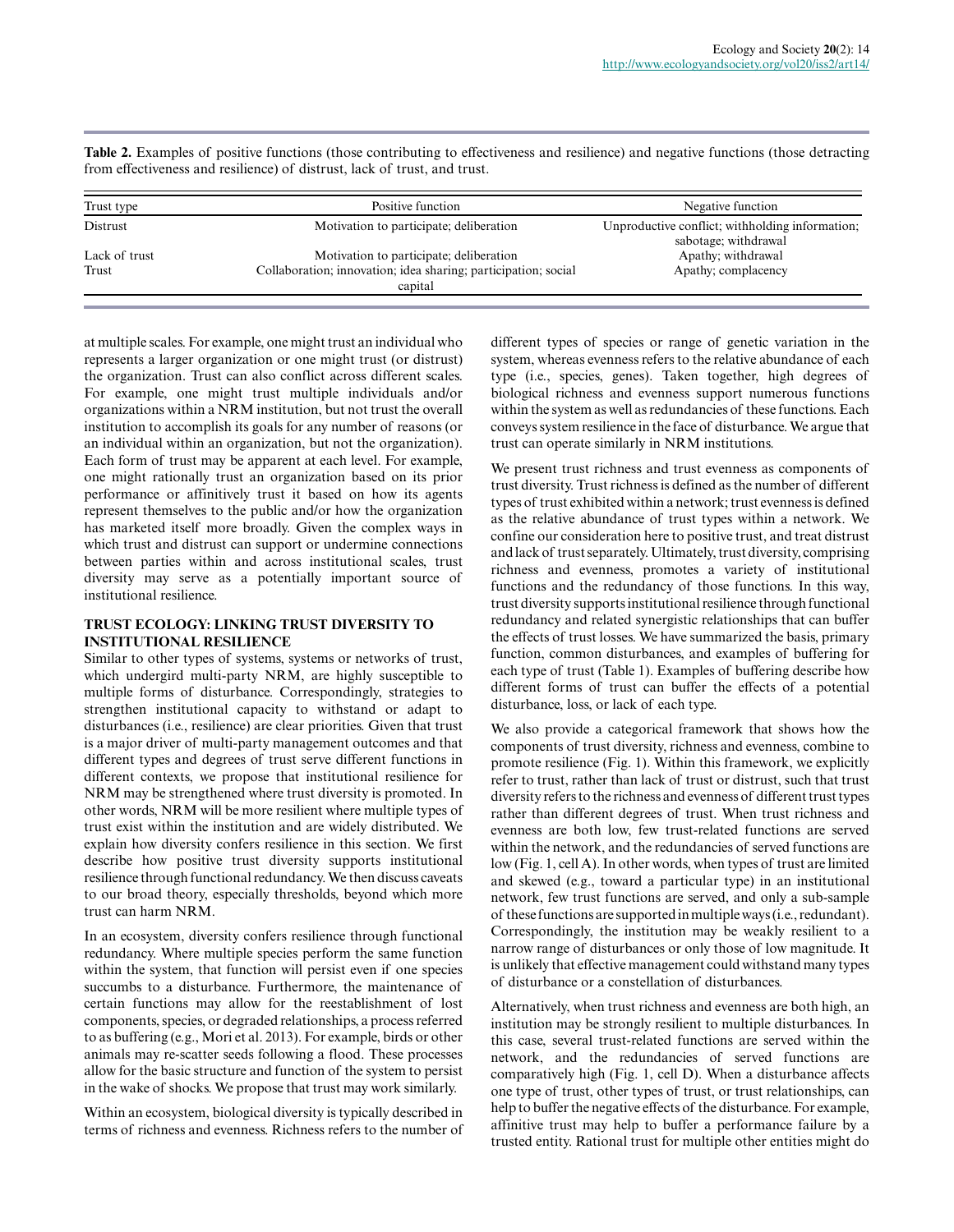**Table 2.** Examples of positive functions (those contributing to effectiveness and resilience) and negative functions (those detracting from effectiveness and resilience) of distrust, lack of trust, and trust.

| Trust type | Positive function | Negative function |
|---|---|---|
| Distrust | Motivation to participate; deliberation | Unproductive conflict; withholding information; sabotage; withdrawal |
| Lack of trust | Motivation to participate; deliberation | Apathy; withdrawal |
| Trust | Collaboration; innovation; idea sharing; participation; social capital | Apathy; complacency |

at multiple scales. For example, one might trust an individual who represents a larger organization or one might trust (or distrust) the organization. Trust can also conflict across different scales. For example, one might trust multiple individuals and/or organizations within a NRM institution, but not trust the overall institution to accomplish its goals for any number of reasons (or an individual within an organization, but not the organization). Each form of trust may be apparent at each level. For example, one might rationally trust an organization based on its prior performance or affinitively trust it based on how its agents represent themselves to the public and/or how the organization has marketed itself more broadly. Given the complex ways in which trust and distrust can support or undermine connections between parties within and across institutional scales, trust diversity may serve as a potentially important source of institutional resilience.

## TRUST ECOLOGY: LINKING TRUST DIVERSITY TO INSTITUTIONAL RESILIENCE

Similar to other types of systems, systems or networks of trust, which undergird multi-party NRM, are highly susceptible to multiple forms of disturbance. Correspondingly, strategies to strengthen institutional capacity to withstand or adapt to disturbances (i.e., resilience) are clear priorities. Given that trust is a major driver of multi-party management outcomes and that different types and degrees of trust serve different functions in different contexts, we propose that institutional resilience for NRM may be strengthened where trust diversity is promoted. In other words, NRM will be more resilient where multiple types of trust exist within the institution and are widely distributed. We explain how diversity confers resilience in this section. We first describe how positive trust diversity supports institutional resilience through functional redundancy. We then discuss caveats to our broad theory, especially thresholds, beyond which more trust can harm NRM.

In an ecosystem, diversity confers resilience through functional redundancy. Where multiple species perform the same function within the system, that function will persist even if one species succumbs to a disturbance. Furthermore, the maintenance of certain functions may allow for the reestablishment of lost components, species, or degraded relationships, a process referred to as buffering (e.g., Mori et al. 2013). For example, birds or other animals may re-scatter seeds following a flood. These processes allow for the basic structure and function of the system to persist in the wake of shocks. We propose that trust may work similarly.

Within an ecosystem, biological diversity is typically described in terms of richness and evenness. Richness refers to the number of different types of species or range of genetic variation in the system, whereas evenness refers to the relative abundance of each type (i.e., species, genes). Taken together, high degrees of biological richness and evenness support numerous functions within the system as well as redundancies of these functions. Each conveys system resilience in the face of disturbance. We argue that trust can operate similarly in NRM institutions.

We present trust richness and trust evenness as components of trust diversity. Trust richness is defined as the number of different types of trust exhibited within a network; trust evenness is defined as the relative abundance of trust types within a network. We confine our consideration here to positive trust, and treat distrust and lack of trust separately. Ultimately, trust diversity, comprising richness and evenness, promotes a variety of institutional functions and the redundancy of those functions. In this way, trust diversity supports institutional resilience through functional redundancy and related synergistic relationships that can buffer the effects of trust losses. We have summarized the basis, primary function, common disturbances, and examples of buffering for each type of trust (Table 1). Examples of buffering describe how different forms of trust can buffer the effects of a potential disturbance, loss, or lack of each type.

We also provide a categorical framework that shows how the components of trust diversity, richness and evenness, combine to promote resilience (Fig. 1). Within this framework, we explicitly refer to trust, rather than lack of trust or distrust, such that trust diversity refers to the richness and evenness of different trust types rather than different degrees of trust. When trust richness and evenness are both low, few trust-related functions are served within the network, and the redundancies of served functions are low (Fig. 1, cell A). In other words, when types of trust are limited and skewed (e.g., toward a particular type) in an institutional network, few trust functions are served, and only a sub-sample of these functions are supported in multiple ways (i.e., redundant). Correspondingly, the institution may be weakly resilient to a narrow range of disturbances or only those of low magnitude. It is unlikely that effective management could withstand many types of disturbance or a constellation of disturbances.

Alternatively, when trust richness and evenness are both high, an institution may be strongly resilient to multiple disturbances. In this case, several trust-related functions are served within the network, and the redundancies of served functions are comparatively high (Fig. 1, cell D). When a disturbance affects one type of trust, other types of trust, or trust relationships, can help to buffer the negative effects of the disturbance. For example, affinitive trust may help to buffer a performance failure by a trusted entity. Rational trust for multiple other entities might do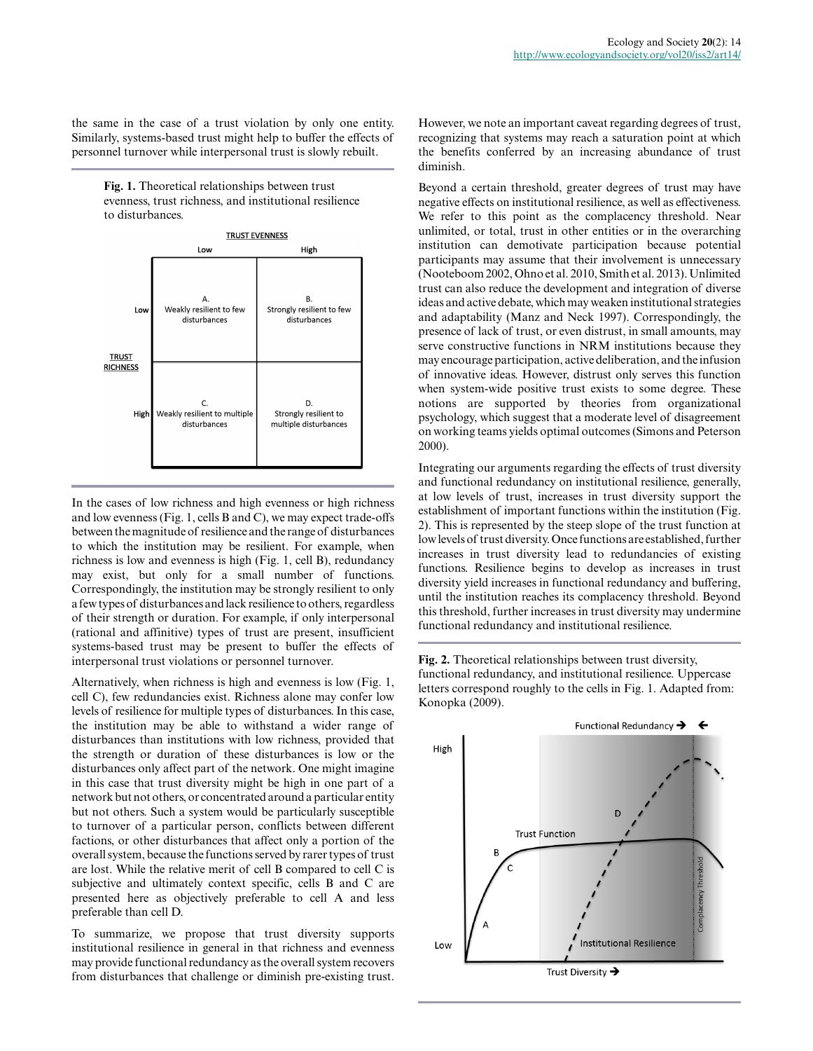the same in the case of a trust violation by only one entity. Similarly, systems-based trust might help to buffer the effects of personnel turnover while interpersonal trust is slowly rebuilt.

**Fig. 1.** Theoretical relationships between trust evenness, trust richness, and institutional resilience to disturbances.

| | | TRUST EVENNESS | |
|---|---|---|---|
| | | Low | High |
| TRUST RICHNESS | Low | A. Weakly resilient to few disturbances | B. Strongly resilient to few disturbances |
| | High | C. Weakly resilient to multiple disturbances | D. Strongly resilient to multiple disturbances |

In the cases of low richness and high evenness or high richness and low evenness (Fig. 1, cells B and C), we may expect trade-offs between the magnitude of resilience and the range of disturbances to which the institution may be resilient. For example, when richness is low and evenness is high (Fig. 1, cell B), redundancy may exist, but only for a small number of functions. Correspondingly, the institution may be strongly resilient to only a few types of disturbances and lack resilience to others, regardless of their strength or duration. For example, if only interpersonal (rational and affinitive) types of trust are present, insufficient systems-based trust may be present to buffer the effects of interpersonal trust violations or personnel turnover.

Alternatively, when richness is high and evenness is low (Fig. 1, cell C), few redundancies exist. Richness alone may confer low levels of resilience for multiple types of disturbances. In this case, the institution may be able to withstand a wider range of disturbances than institutions with low richness, provided that the strength or duration of these disturbances is low or the disturbances only affect part of the network. One might imagine in this case that trust diversity might be high in one part of a network but not others, or concentrated around a particular entity but not others. Such a system would be particularly susceptible to turnover of a particular person, conflicts between different factions, or other disturbances that affect only a portion of the overall system, because the functions served by rarer types of trust are lost. While the relative merit of cell B compared to cell C is subjective and ultimately context specific, cells B and C are presented here as objectively preferable to cell A and less preferable than cell D.

To summarize, we propose that trust diversity supports institutional resilience in general in that richness and evenness may provide functional redundancy as the overall system recovers from disturbances that challenge or diminish pre-existing trust. However, we note an important caveat regarding degrees of trust, recognizing that systems may reach a saturation point at which the benefits conferred by an increasing abundance of trust diminish.

Beyond a certain threshold, greater degrees of trust may have negative effects on institutional resilience, as well as effectiveness. We refer to this point as the complacency threshold. Near unlimited, or total, trust in other entities or in the overarching institution can demotivate participation because potential participants may assume that their involvement is unnecessary (Nooteboom 2002, Ohno et al. 2010, Smith et al. 2013). Unlimited trust can also reduce the development and integration of diverse ideas and active debate, which may weaken institutional strategies and adaptability (Manz and Neck 1997). Correspondingly, the presence of lack of trust, or even distrust, in small amounts, may serve constructive functions in NRM institutions because they may encourage participation, active deliberation, and the infusion of innovative ideas. However, distrust only serves this function when system-wide positive trust exists to some degree. These notions are supported by theories from organizational psychology, which suggest that a moderate level of disagreement on working teams yields optimal outcomes (Simons and Peterson 2000).

Integrating our arguments regarding the effects of trust diversity and functional redundancy on institutional resilience, generally, at low levels of trust, increases in trust diversity support the establishment of important functions within the institution (Fig. 2). This is represented by the steep slope of the trust function at low levels of trust diversity. Once functions are established, further increases in trust diversity lead to redundancies of existing functions. Resilience begins to develop as increases in trust diversity yield increases in functional redundancy and buffering, until the institution reaches its complacency threshold. Beyond this threshold, further increases in trust diversity may undermine functional redundancy and institutional resilience.

**Fig. 2.** Theoretical relationships between trust diversity, functional redundancy, and institutional resilience. Uppercase letters correspond roughly to the cells in Fig. 1. Adapted from: Konopka (2009).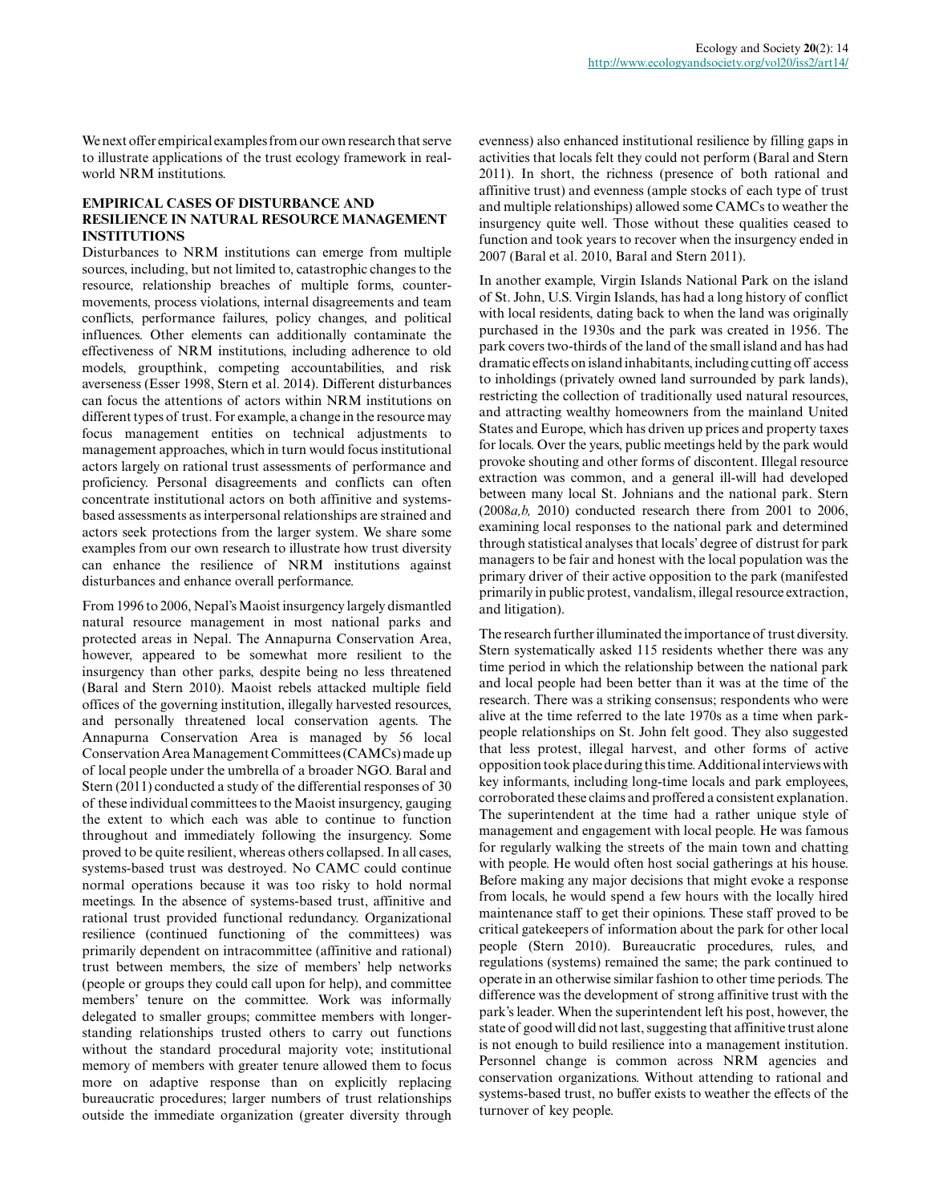We next offer empirical examples from our own research that serve to illustrate applications of the trust ecology framework in real-world NRM institutions.

## EMPIRICAL CASES OF DISTURBANCE AND RESILIENCE IN NATURAL RESOURCE MANAGEMENT INSTITUTIONS

Disturbances to NRM institutions can emerge from multiple sources, including, but not limited to, catastrophic changes to the resource, relationship breaches of multiple forms, counter-movements, process violations, internal disagreements and team conflicts, performance failures, policy changes, and political influences. Other elements can additionally contaminate the effectiveness of NRM institutions, including adherence to old models, groupthink, competing accountabilities, and risk averseness (Esser 1998, Stern et al. 2014). Different disturbances can focus the attentions of actors within NRM institutions on different types of trust. For example, a change in the resource may focus management entities on technical adjustments to management approaches, which in turn would focus institutional actors largely on rational trust assessments of performance and proficiency. Personal disagreements and conflicts can often concentrate institutional actors on both affinitive and systems-based assessments as interpersonal relationships are strained and actors seek protections from the larger system. We share some examples from our own research to illustrate how trust diversity can enhance the resilience of NRM institutions against disturbances and enhance overall performance.

From 1996 to 2006, Nepal's Maoist insurgency largely dismantled natural resource management in most national parks and protected areas in Nepal. The Annapurna Conservation Area, however, appeared to be somewhat more resilient to the insurgency than other parks, despite being no less threatened (Baral and Stern 2010). Maoist rebels attacked multiple field offices of the governing institution, illegally harvested resources, and personally threatened local conservation agents. The Annapurna Conservation Area is managed by 56 local Conservation Area Management Committees (CAMCs) made up of local people under the umbrella of a broader NGO. Baral and Stern (2011) conducted a study of the differential responses of 30 of these individual committees to the Maoist insurgency, gauging the extent to which each was able to continue to function throughout and immediately following the insurgency. Some proved to be quite resilient, whereas others collapsed. In all cases, systems-based trust was destroyed. No CAMC could continue normal operations because it was too risky to hold normal meetings. In the absence of systems-based trust, affinitive and rational trust provided functional redundancy. Organizational resilience (continued functioning of the committees) was primarily dependent on intracommittee (affinitive and rational) trust between members, the size of members' help networks (people or groups they could call upon for help), and committee members' tenure on the committee. Work was informally delegated to smaller groups; committee members with longer-standing relationships trusted others to carry out functions without the standard procedural majority vote; institutional memory of members with greater tenure allowed them to focus more on adaptive response than on explicitly replacing bureaucratic procedures; larger numbers of trust relationships outside the immediate organization (greater diversity through evenness) also enhanced institutional resilience by filling gaps in activities that locals felt they could not perform (Baral and Stern 2011). In short, the richness (presence of both rational and affinitive trust) and evenness (ample stocks of each type of trust and multiple relationships) allowed some CAMCs to weather the insurgency quite well. Those without these qualities ceased to function and took years to recover when the insurgency ended in 2007 (Baral et al. 2010, Baral and Stern 2011).

In another example, Virgin Islands National Park on the island of St. John, U.S. Virgin Islands, has had a long history of conflict with local residents, dating back to when the land was originally purchased in the 1930s and the park was created in 1956. The park covers two-thirds of the land of the small island and has had dramatic effects on island inhabitants, including cutting off access to inholdings (privately owned land surrounded by park lands), restricting the collection of traditionally used natural resources, and attracting wealthy homeowners from the mainland United States and Europe, which has driven up prices and property taxes for locals. Over the years, public meetings held by the park would provoke shouting and other forms of discontent. Illegal resource extraction was common, and a general ill-will had developed between many local St. Johnians and the national park. Stern (2008*a,b,* 2010) conducted research there from 2001 to 2006, examining local responses to the national park and determined through statistical analyses that locals' degree of distrust for park managers to be fair and honest with the local population was the primary driver of their active opposition to the park (manifested primarily in public protest, vandalism, illegal resource extraction, and litigation).

The research further illuminated the importance of trust diversity. Stern systematically asked 115 residents whether there was any time period in which the relationship between the national park and local people had been better than it was at the time of the research. There was a striking consensus; respondents who were alive at the time referred to the late 1970s as a time when park-people relationships on St. John felt good. They also suggested that less protest, illegal harvest, and other forms of active opposition took place during this time. Additional interviews with key informants, including long-time locals and park employees, corroborated these claims and proffered a consistent explanation. The superintendent at the time had a rather unique style of management and engagement with local people. He was famous for regularly walking the streets of the main town and chatting with people. He would often host social gatherings at his house. Before making any major decisions that might evoke a response from locals, he would spend a few hours with the locally hired maintenance staff to get their opinions. These staff proved to be critical gatekeepers of information about the park for other local people (Stern 2010). Bureaucratic procedures, rules, and regulations (systems) remained the same; the park continued to operate in an otherwise similar fashion to other time periods. The difference was the development of strong affinitive trust with the park's leader. When the superintendent left his post, however, the state of good will did not last, suggesting that affinitive trust alone is not enough to build resilience into a management institution. Personnel change is common across NRM agencies and conservation organizations. Without attending to rational and systems-based trust, no buffer exists to weather the effects of the turnover of key people.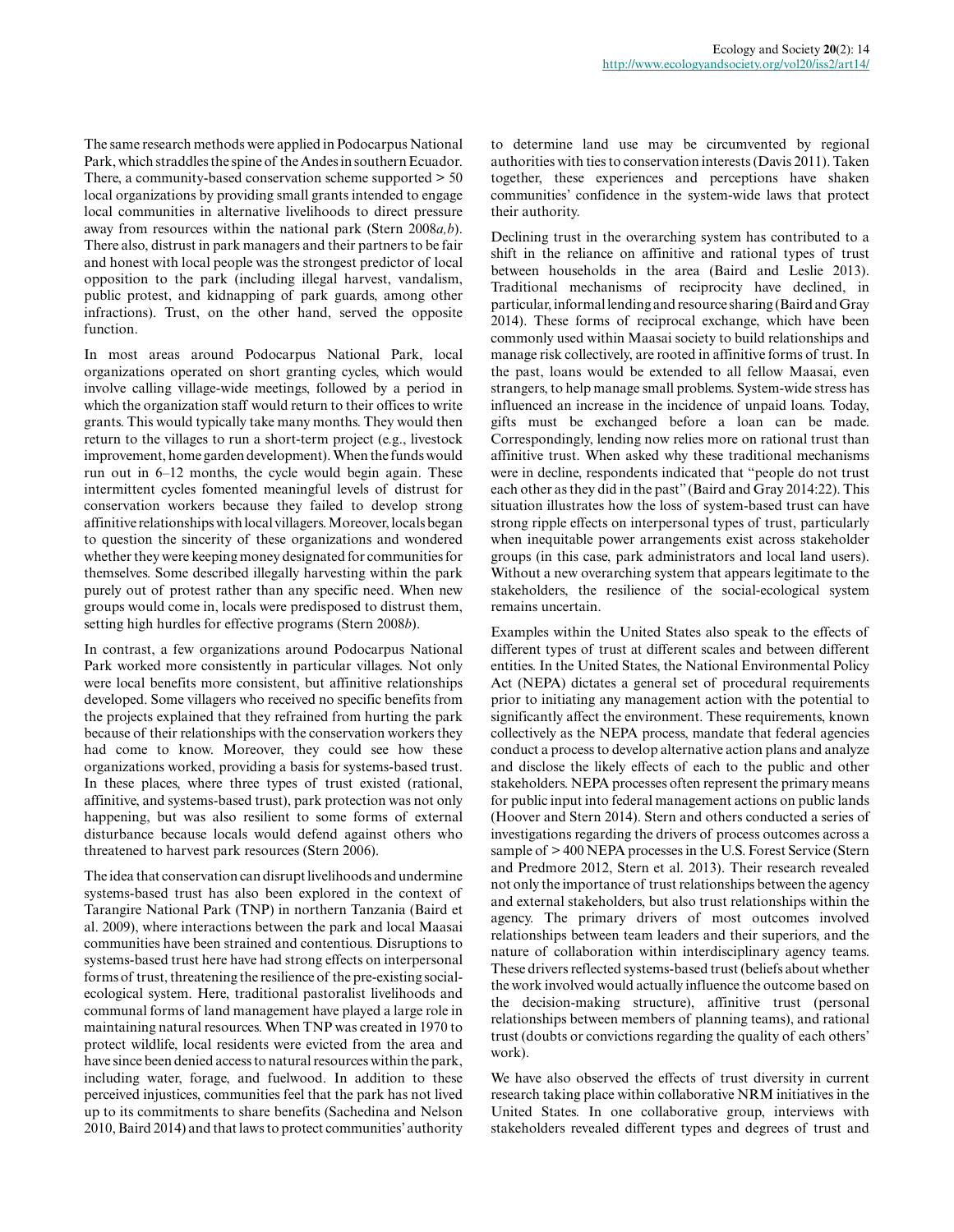The same research methods were applied in Podocarpus National Park, which straddles the spine of the Andes in southern Ecuador. There, a community-based conservation scheme supported > 50 local organizations by providing small grants intended to engage local communities in alternative livelihoods to direct pressure away from resources within the national park (Stern 2008*a,b*). There also, distrust in park managers and their partners to be fair and honest with local people was the strongest predictor of local opposition to the park (including illegal harvest, vandalism, public protest, and kidnapping of park guards, among other infractions). Trust, on the other hand, served the opposite function.

In most areas around Podocarpus National Park, local organizations operated on short granting cycles, which would involve calling village-wide meetings, followed by a period in which the organization staff would return to their offices to write grants. This would typically take many months. They would then return to the villages to run a short-term project (e.g., livestock improvement, home garden development). When the funds would run out in 6–12 months, the cycle would begin again. These intermittent cycles fomented meaningful levels of distrust for conservation workers because they failed to develop strong affinitive relationships with local villagers. Moreover, locals began to question the sincerity of these organizations and wondered whether they were keeping money designated for communities for themselves. Some described illegally harvesting within the park purely out of protest rather than any specific need. When new groups would come in, locals were predisposed to distrust them, setting high hurdles for effective programs (Stern 2008*b*).

In contrast, a few organizations around Podocarpus National Park worked more consistently in particular villages. Not only were local benefits more consistent, but affinitive relationships developed. Some villagers who received no specific benefits from the projects explained that they refrained from hurting the park because of their relationships with the conservation workers they had come to know. Moreover, they could see how these organizations worked, providing a basis for systems-based trust. In these places, where three types of trust existed (rational, affinitive, and systems-based trust), park protection was not only happening, but was also resilient to some forms of external disturbance because locals would defend against others who threatened to harvest park resources (Stern 2006).

The idea that conservation can disrupt livelihoods and undermine systems-based trust has also been explored in the context of Tarangire National Park (TNP) in northern Tanzania (Baird et al. 2009), where interactions between the park and local Maasai communities have been strained and contentious. Disruptions to systems-based trust here have had strong effects on interpersonal forms of trust, threatening the resilience of the pre-existing social-ecological system. Here, traditional pastoralist livelihoods and communal forms of land management have played a large role in maintaining natural resources. When TNP was created in 1970 to protect wildlife, local residents were evicted from the area and have since been denied access to natural resources within the park, including water, forage, and fuelwood. In addition to these perceived injustices, communities feel that the park has not lived up to its commitments to share benefits (Sachedina and Nelson 2010, Baird 2014) and that laws to protect communities' authority to determine land use may be circumvented by regional authorities with ties to conservation interests (Davis 2011). Taken together, these experiences and perceptions have shaken communities' confidence in the system-wide laws that protect their authority.

Declining trust in the overarching system has contributed to a shift in the reliance on affinitive and rational types of trust between households in the area (Baird and Leslie 2013). Traditional mechanisms of reciprocity have declined, in particular, informal lending and resource sharing (Baird and Gray 2014). These forms of reciprocal exchange, which have been commonly used within Maasai society to build relationships and manage risk collectively, are rooted in affinitive forms of trust. In the past, loans would be extended to all fellow Maasai, even strangers, to help manage small problems. System-wide stress has influenced an increase in the incidence of unpaid loans. Today, gifts must be exchanged before a loan can be made. Correspondingly, lending now relies more on rational trust than affinitive trust. When asked why these traditional mechanisms were in decline, respondents indicated that "people do not trust each other as they did in the past" (Baird and Gray 2014:22). This situation illustrates how the loss of system-based trust can have strong ripple effects on interpersonal types of trust, particularly when inequitable power arrangements exist across stakeholder groups (in this case, park administrators and local land users). Without a new overarching system that appears legitimate to the stakeholders, the resilience of the social-ecological system remains uncertain.

Examples within the United States also speak to the effects of different types of trust at different scales and between different entities. In the United States, the National Environmental Policy Act (NEPA) dictates a general set of procedural requirements prior to initiating any management action with the potential to significantly affect the environment. These requirements, known collectively as the NEPA process, mandate that federal agencies conduct a process to develop alternative action plans and analyze and disclose the likely effects of each to the public and other stakeholders. NEPA processes often represent the primary means for public input into federal management actions on public lands (Hoover and Stern 2014). Stern and others conducted a series of investigations regarding the drivers of process outcomes across a sample of > 400 NEPA processes in the U.S. Forest Service (Stern and Predmore 2012, Stern et al. 2013). Their research revealed not only the importance of trust relationships between the agency and external stakeholders, but also trust relationships within the agency. The primary drivers of most outcomes involved relationships between team leaders and their superiors, and the nature of collaboration within interdisciplinary agency teams. These drivers reflected systems-based trust (beliefs about whether the work involved would actually influence the outcome based on the decision-making structure), affinitive trust (personal relationships between members of planning teams), and rational trust (doubts or convictions regarding the quality of each others' work).

We have also observed the effects of trust diversity in current research taking place within collaborative NRM initiatives in the United States. In one collaborative group, interviews with stakeholders revealed different types and degrees of trust and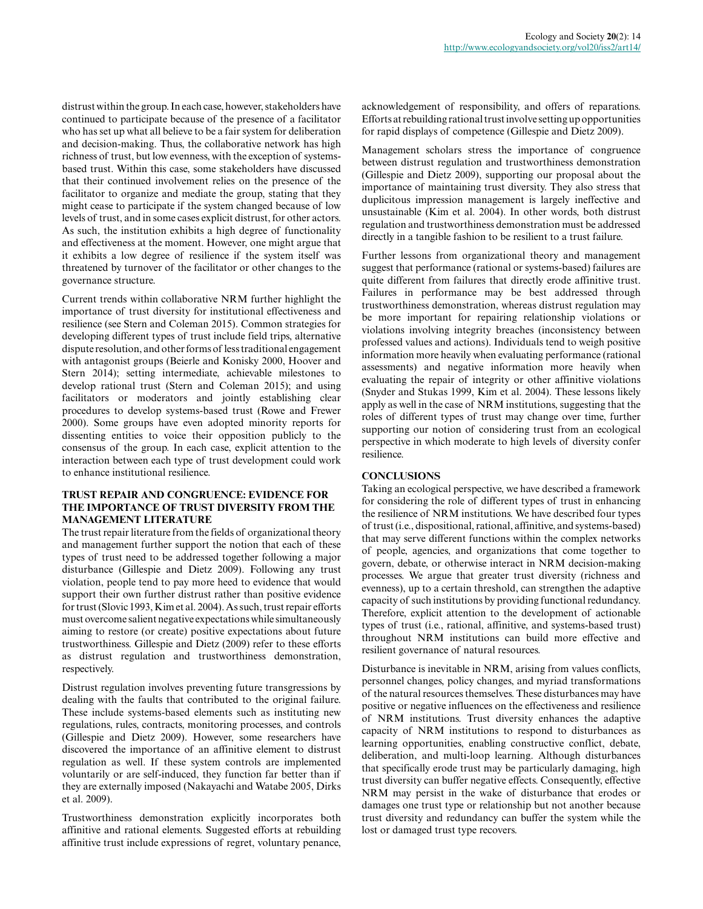distrust within the group. In each case, however, stakeholders have continued to participate because of the presence of a facilitator who has set up what all believe to be a fair system for deliberation and decision-making. Thus, the collaborative network has high richness of trust, but low evenness, with the exception of systems-based trust. Within this case, some stakeholders have discussed that their continued involvement relies on the presence of the facilitator to organize and mediate the group, stating that they might cease to participate if the system changed because of low levels of trust, and in some cases explicit distrust, for other actors. As such, the institution exhibits a high degree of functionality and effectiveness at the moment. However, one might argue that it exhibits a low degree of resilience if the system itself was threatened by turnover of the facilitator or other changes to the governance structure.

Current trends within collaborative NRM further highlight the importance of trust diversity for institutional effectiveness and resilience (see Stern and Coleman 2015). Common strategies for developing different types of trust include field trips, alternative dispute resolution, and other forms of less traditional engagement with antagonist groups (Beierle and Konisky 2000, Hoover and Stern 2014); setting intermediate, achievable milestones to develop rational trust (Stern and Coleman 2015); and using facilitators or moderators and jointly establishing clear procedures to develop systems-based trust (Rowe and Frewer 2000). Some groups have even adopted minority reports for dissenting entities to voice their opposition publicly to the consensus of the group. In each case, explicit attention to the interaction between each type of trust development could work to enhance institutional resilience.

## TRUST REPAIR AND CONGRUENCE: EVIDENCE FOR THE IMPORTANCE OF TRUST DIVERSITY FROM THE MANAGEMENT LITERATURE

The trust repair literature from the fields of organizational theory and management further support the notion that each of these types of trust need to be addressed together following a major disturbance (Gillespie and Dietz 2009). Following any trust violation, people tend to pay more heed to evidence that would support their own further distrust rather than positive evidence for trust (Slovic 1993, Kim et al. 2004). As such, trust repair efforts must overcome salient negative expectations while simultaneously aiming to restore (or create) positive expectations about future trustworthiness. Gillespie and Dietz (2009) refer to these efforts as distrust regulation and trustworthiness demonstration, respectively.

Distrust regulation involves preventing future transgressions by dealing with the faults that contributed to the original failure. These include systems-based elements such as instituting new regulations, rules, contracts, monitoring processes, and controls (Gillespie and Dietz 2009). However, some researchers have discovered the importance of an affinitive element to distrust regulation as well. If these system controls are implemented voluntarily or are self-induced, they function far better than if they are externally imposed (Nakayachi and Watabe 2005, Dirks et al. 2009).

Trustworthiness demonstration explicitly incorporates both affinitive and rational elements. Suggested efforts at rebuilding affinitive trust include expressions of regret, voluntary penance, acknowledgement of responsibility, and offers of reparations. Efforts at rebuilding rational trust involve setting up opportunities for rapid displays of competence (Gillespie and Dietz 2009).

Management scholars stress the importance of congruence between distrust regulation and trustworthiness demonstration (Gillespie and Dietz 2009), supporting our proposal about the importance of maintaining trust diversity. They also stress that duplicitous impression management is largely ineffective and unsustainable (Kim et al. 2004). In other words, both distrust regulation and trustworthiness demonstration must be addressed directly in a tangible fashion to be resilient to a trust failure.

Further lessons from organizational theory and management suggest that performance (rational or systems-based) failures are quite different from failures that directly erode affinitive trust. Failures in performance may be best addressed through trustworthiness demonstration, whereas distrust regulation may be more important for repairing relationship violations or violations involving integrity breaches (inconsistency between professed values and actions). Individuals tend to weigh positive information more heavily when evaluating performance (rational assessments) and negative information more heavily when evaluating the repair of integrity or other affinitive violations (Snyder and Stukas 1999, Kim et al. 2004). These lessons likely apply as well in the case of NRM institutions, suggesting that the roles of different types of trust may change over time, further supporting our notion of considering trust from an ecological perspective in which moderate to high levels of diversity confer resilience.

## CONCLUSIONS

Taking an ecological perspective, we have described a framework for considering the role of different types of trust in enhancing the resilience of NRM institutions. We have described four types of trust (i.e., dispositional, rational, affinitive, and systems-based) that may serve different functions within the complex networks of people, agencies, and organizations that come together to govern, debate, or otherwise interact in NRM decision-making processes. We argue that greater trust diversity (richness and evenness), up to a certain threshold, can strengthen the adaptive capacity of such institutions by providing functional redundancy. Therefore, explicit attention to the development of actionable types of trust (i.e., rational, affinitive, and systems-based trust) throughout NRM institutions can build more effective and resilient governance of natural resources.

Disturbance is inevitable in NRM, arising from values conflicts, personnel changes, policy changes, and myriad transformations of the natural resources themselves. These disturbances may have positive or negative influences on the effectiveness and resilience of NRM institutions. Trust diversity enhances the adaptive capacity of NRM institutions to respond to disturbances as learning opportunities, enabling constructive conflict, debate, deliberation, and multi-loop learning. Although disturbances that specifically erode trust may be particularly damaging, high trust diversity can buffer negative effects. Consequently, effective NRM may persist in the wake of disturbance that erodes or damages one trust type or relationship but not another because trust diversity and redundancy can buffer the system while the lost or damaged trust type recovers.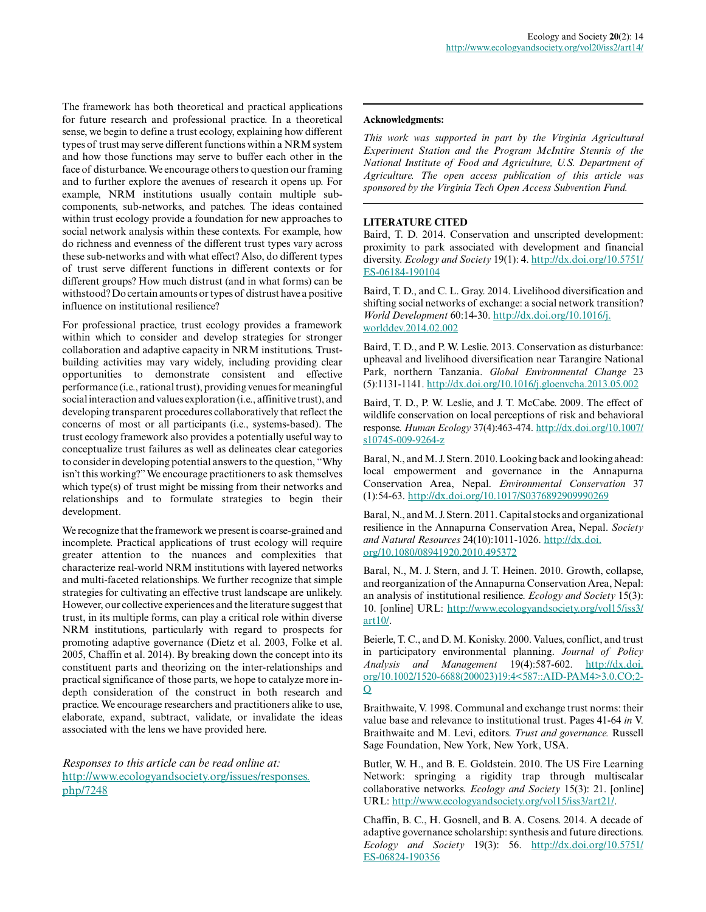The framework has both theoretical and practical applications for future research and professional practice. In a theoretical sense, we begin to define a trust ecology, explaining how different types of trust may serve different functions within a NRM system and how those functions may serve to buffer each other in the face of disturbance. We encourage others to question our framing and to further explore the avenues of research it opens up. For example, NRM institutions usually contain multiple sub-components, sub-networks, and patches. The ideas contained within trust ecology provide a foundation for new approaches to social network analysis within these contexts. For example, how do richness and evenness of the different trust types vary across these sub-networks and with what effect? Also, do different types of trust serve different functions in different contexts or for different groups? How much distrust (and in what forms) can be withstood? Do certain amounts or types of distrust have a positive influence on institutional resilience?

For professional practice, trust ecology provides a framework within which to consider and develop strategies for stronger collaboration and adaptive capacity in NRM institutions. Trust-building activities may vary widely, including providing clear opportunities to demonstrate consistent and effective performance (i.e., rational trust), providing venues for meaningful social interaction and values exploration (i.e., affinitive trust), and developing transparent procedures collaboratively that reflect the concerns of most or all participants (i.e., systems-based). The trust ecology framework also provides a potentially useful way to conceptualize trust failures as well as delineates clear categories to consider in developing potential answers to the question, "Why isn't this working?" We encourage practitioners to ask themselves which type(s) of trust might be missing from their networks and relationships and to formulate strategies to begin their development.

We recognize that the framework we present is coarse-grained and incomplete. Practical applications of trust ecology will require greater attention to the nuances and complexities that characterize real-world NRM institutions with layered networks and multi-faceted relationships. We further recognize that simple strategies for cultivating an effective trust landscape are unlikely. However, our collective experiences and the literature suggest that trust, in its multiple forms, can play a critical role within diverse NRM institutions, particularly with regard to prospects for promoting adaptive governance (Dietz et al. 2003, Folke et al. 2005, Chaffin et al. 2014). By breaking down the concept into its constituent parts and theorizing on the inter-relationships and practical significance of those parts, we hope to catalyze more in-depth consideration of the construct in both research and practice. We encourage researchers and practitioners alike to use, elaborate, expand, subtract, validate, or invalidate the ideas associated with the lens we have provided here.

*Responses to this article can be read online at:*
http://www.ecologyandsociety.org/issues/responses.php/7248

**Acknowledgments:**

*This work was supported in part by the Virginia Agricultural Experiment Station and the Program McIntire Stennis of the National Institute of Food and Agriculture, U.S. Department of Agriculture. The open access publication of this article was sponsored by the Virginia Tech Open Access Subvention Fund.*

## LITERATURE CITED

Baird, T. D. 2014. Conservation and unscripted development: proximity to park associated with development and financial diversity. *Ecology and Society* 19(1): 4. http://dx.doi.org/10.5751/ES-06184-190104

Baird, T. D., and C. L. Gray. 2014. Livelihood diversification and shifting social networks of exchange: a social network transition? *World Development* 60:14-30. http://dx.doi.org/10.1016/j.worlddev.2014.02.002

Baird, T. D., and P. W. Leslie. 2013. Conservation as disturbance: upheaval and livelihood diversification near Tarangire National Park, northern Tanzania. *Global Environmental Change* 23 (5):1131-1141. http://dx.doi.org/10.1016/j.gloenvcha.2013.05.002

Baird, T. D., P. W. Leslie, and J. T. McCabe. 2009. The effect of wildlife conservation on local perceptions of risk and behavioral response. *Human Ecology* 37(4):463-474. http://dx.doi.org/10.1007/s10745-009-9264-z

Baral, N., and M. J. Stern. 2010. Looking back and looking ahead: local empowerment and governance in the Annapurna Conservation Area, Nepal. *Environmental Conservation* 37 (1):54-63. http://dx.doi.org/10.1017/S0376892909990269

Baral, N., and M. J. Stern. 2011. Capital stocks and organizational resilience in the Annapurna Conservation Area, Nepal. *Society and Natural Resources* 24(10):1011-1026. http://dx.doi.org/10.1080/08941920.2010.495372

Baral, N., M. J. Stern, and J. T. Heinen. 2010. Growth, collapse, and reorganization of the Annapurna Conservation Area, Nepal: an analysis of institutional resilience. *Ecology and Society* 15(3): 10. [online] URL: http://www.ecologyandsociety.org/vol15/iss3/art10/.

Beierle, T. C., and D. M. Konisky. 2000. Values, conflict, and trust in participatory environmental planning. *Journal of Policy Analysis and Management* 19(4):587-602. http://dx.doi.org/10.1002/1520-6688(200023)19:4<587::AID-PAM4>3.0.CO;2-Q

Braithwaite, V. 1998. Communal and exchange trust norms: their value base and relevance to institutional trust. Pages 41-64 *in* V. Braithwaite and M. Levi, editors. *Trust and governance.* Russell Sage Foundation, New York, New York, USA.

Butler, W. H., and B. E. Goldstein. 2010. The US Fire Learning Network: springing a rigidity trap through multiscalar collaborative networks. *Ecology and Society* 15(3): 21. [online] URL: http://www.ecologyandsociety.org/vol15/iss3/art21/.

Chaffin, B. C., H. Gosnell, and B. A. Cosens. 2014. A decade of adaptive governance scholarship: synthesis and future directions. *Ecology and Society* 19(3): 56. http://dx.doi.org/10.5751/ES-06824-190356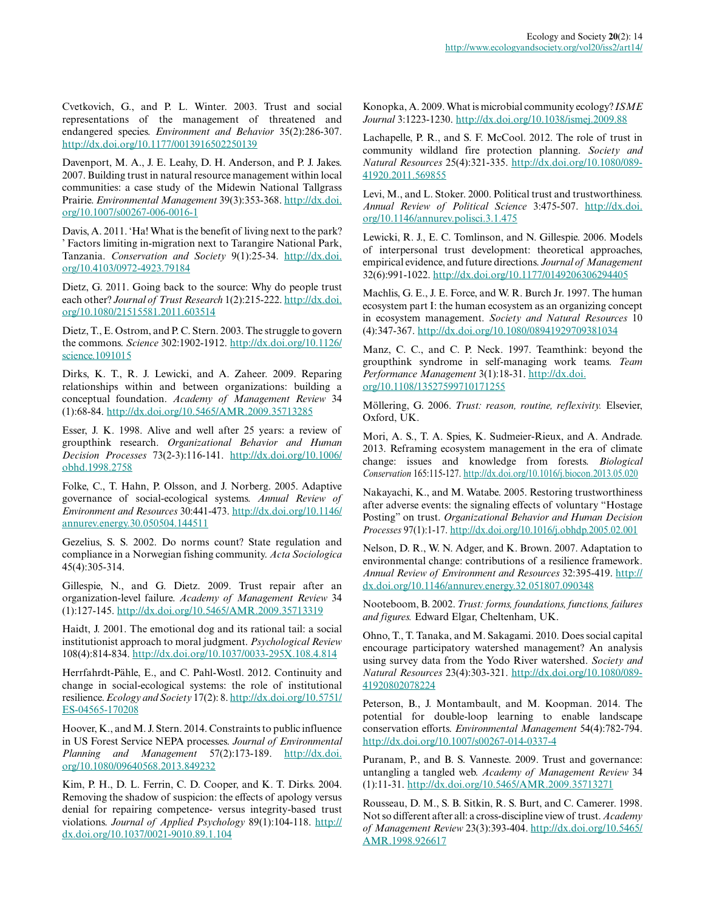Cvetkovich, G., and P. L. Winter. 2003. Trust and social representations of the management of threatened and endangered species. *Environment and Behavior* 35(2):286-307. http://dx.doi.org/10.1177/0013916502250139

Davenport, M. A., J. E. Leahy, D. H. Anderson, and P. J. Jakes. 2007. Building trust in natural resource management within local communities: a case study of the Midewin National Tallgrass Prairie. *Environmental Management* 39(3):353-368. http://dx.doi.org/10.1007/s00267-006-0016-1

Davis, A. 2011. 'Ha! What is the benefit of living next to the park? ' Factors limiting in-migration next to Tarangire National Park, Tanzania. *Conservation and Society* 9(1):25-34. http://dx.doi.org/10.4103/0972-4923.79184

Dietz, G. 2011. Going back to the source: Why do people trust each other? *Journal of Trust Research* 1(2):215-222. http://dx.doi.org/10.1080/21515581.2011.603514

Dietz, T., E. Ostrom, and P. C. Stern. 2003. The struggle to govern the commons. *Science* 302:1902-1912. http://dx.doi.org/10.1126/science.1091015

Dirks, K. T., R. J. Lewicki, and A. Zaheer. 2009. Reparing relationships within and between organizations: building a conceptual foundation. *Academy of Management Review* 34 (1):68-84. http://dx.doi.org/10.5465/AMR.2009.35713285

Esser, J. K. 1998. Alive and well after 25 years: a review of groupthink research. *Organizational Behavior and Human Decision Processes* 73(2-3):116-141. http://dx.doi.org/10.1006/obhd.1998.2758

Folke, C., T. Hahn, P. Olsson, and J. Norberg. 2005. Adaptive governance of social-ecological systems. *Annual Review of Environment and Resources* 30:441-473. http://dx.doi.org/10.1146/annurev.energy.30.050504.144511

Gezelius, S. S. 2002. Do norms count? State regulation and compliance in a Norwegian fishing community. *Acta Sociologica* 45(4):305-314.

Gillespie, N., and G. Dietz. 2009. Trust repair after an organization-level failure. *Academy of Management Review* 34 (1):127-145. http://dx.doi.org/10.5465/AMR.2009.35713319

Haidt, J. 2001. The emotional dog and its rational tail: a social institutionist approach to moral judgment. *Psychological Review* 108(4):814-834. http://dx.doi.org/10.1037/0033-295X.108.4.814

Herrfahrdt-Pähle, E., and C. Pahl-Wostl. 2012. Continuity and change in social-ecological systems: the role of institutional resilience. *Ecology and Society* 17(2): 8. http://dx.doi.org/10.5751/ES-04565-170208

Hoover, K., and M. J. Stern. 2014. Constraints to public influence in US Forest Service NEPA processes. *Journal of Environmental Planning and Management* 57(2):173-189. http://dx.doi.org/10.1080/09640568.2013.849232

Kim, P. H., D. L. Ferrin, C. D. Cooper, and K. T. Dirks. 2004. Removing the shadow of suspicion: the effects of apology versus denial for repairing competence- versus integrity-based trust violations. *Journal of Applied Psychology* 89(1):104-118. http://dx.doi.org/10.1037/0021-9010.89.1.104

Konopka, A. 2009. What is microbial community ecology? *ISME Journal* 3:1223-1230. http://dx.doi.org/10.1038/ismej.2009.88

Lachapelle, P. R., and S. F. McCool. 2012. The role of trust in community wildland fire protection planning. *Society and Natural Resources* 25(4):321-335. http://dx.doi.org/10.1080/08941920.2011.569855

Levi, M., and L. Stoker. 2000. Political trust and trustworthiness. *Annual Review of Political Science* 3:475-507. http://dx.doi.org/10.1146/annurev.polisci.3.1.475

Lewicki, R. J., E. C. Tomlinson, and N. Gillespie. 2006. Models of interpersonal trust development: theoretical approaches, empirical evidence, and future directions. *Journal of Management* 32(6):991-1022. http://dx.doi.org/10.1177/0149206306294405

Machlis, G. E., J. E. Force, and W. R. Burch Jr. 1997. The human ecosystem part I: the human ecosystem as an organizing concept in ecosystem management. *Society and Natural Resources* 10 (4):347-367. http://dx.doi.org/10.1080/08941929709381034

Manz, C. C., and C. P. Neck. 1997. Teamthink: beyond the groupthink syndrome in self-managing work teams. *Team Performance Management* 3(1):18-31. http://dx.doi.org/10.1108/13527599710171255

Möllering, G. 2006. *Trust: reason, routine, reflexivity.* Elsevier, Oxford, UK.

Mori, A. S., T. A. Spies, K. Sudmeier-Rieux, and A. Andrade. 2013. Reframing ecosystem management in the era of climate change: issues and knowledge from forests. *Biological Conservation* 165:115-127. http://dx.doi.org/10.1016/j.biocon.2013.05.020

Nakayachi, K., and M. Watabe. 2005. Restoring trustworthiness after adverse events: the signaling effects of voluntary "Hostage Posting" on trust. *Organizational Behavior and Human Decision Processes* 97(1):1-17. http://dx.doi.org/10.1016/j.obhdp.2005.02.001

Nelson, D. R., W. N. Adger, and K. Brown. 2007. Adaptation to environmental change: contributions of a resilience framework. *Annual Review of Environment and Resources* 32:395-419. http://dx.doi.org/10.1146/annurev.energy.32.051807.090348

Nooteboom, B. 2002. *Trust: forms, foundations, functions, failures and figures.* Edward Elgar, Cheltenham, UK.

Ohno, T., T. Tanaka, and M. Sakagami. 2010. Does social capital encourage participatory watershed management? An analysis using survey data from the Yodo River watershed. *Society and Natural Resources* 23(4):303-321. http://dx.doi.org/10.1080/08941920802078224

Peterson, B., J. Montambault, and M. Koopman. 2014. The potential for double-loop learning to enable landscape conservation efforts. *Environmental Management* 54(4):782-794. http://dx.doi.org/10.1007/s00267-014-0337-4

Puranam, P., and B. S. Vanneste. 2009. Trust and governance: untangling a tangled web. *Academy of Management Review* 34 (1):11-31. http://dx.doi.org/10.5465/AMR.2009.35713271

Rousseau, D. M., S. B. Sitkin, R. S. Burt, and C. Camerer. 1998. Not so different after all: a cross-discipline view of trust. *Academy of Management Review* 23(3):393-404. http://dx.doi.org/10.5465/AMR.1998.926617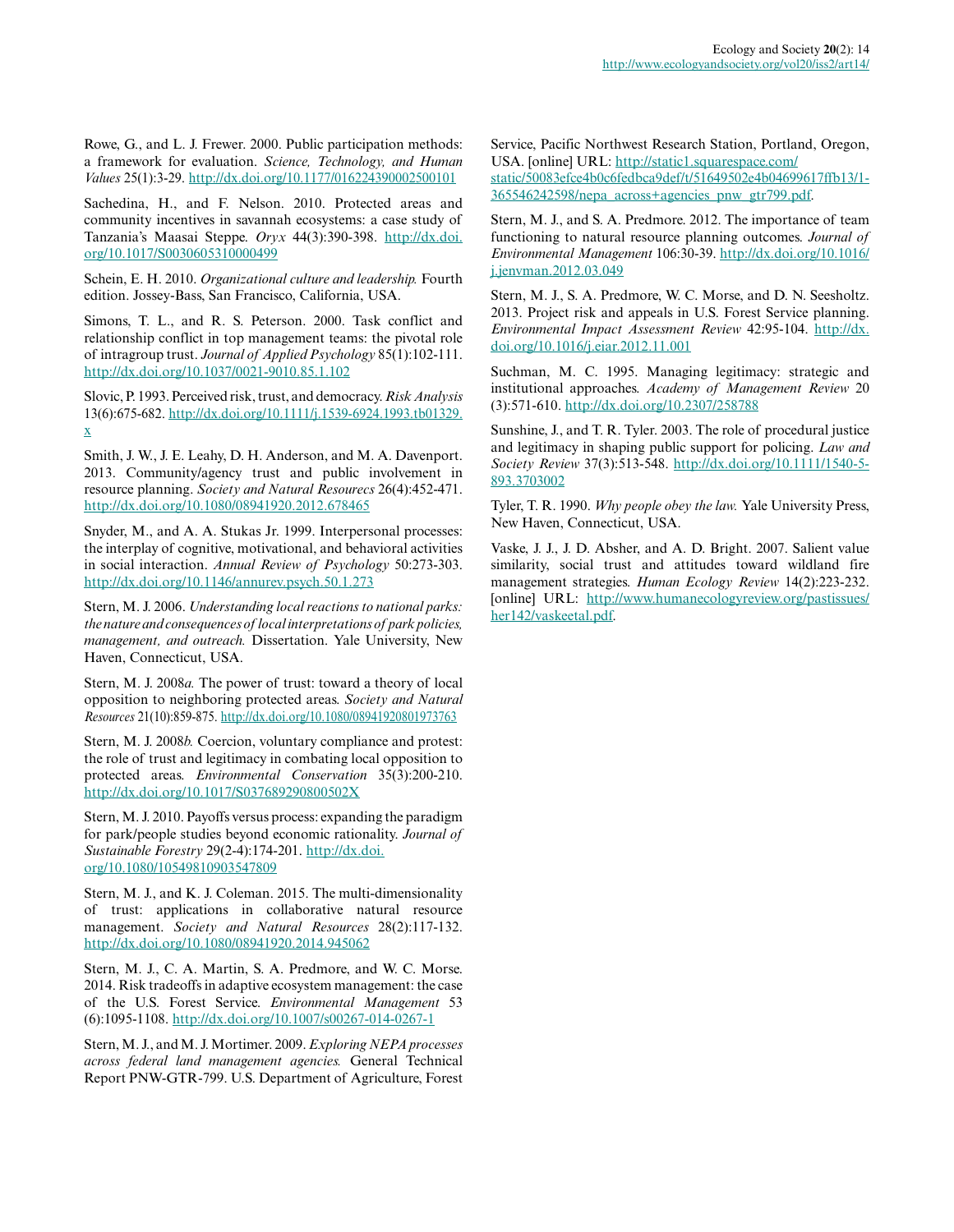Rowe, G., and L. J. Frewer. 2000. Public participation methods: a framework for evaluation. *Science, Technology, and Human Values* 25(1):3-29. http://dx.doi.org/10.1177/016224390002500101

Sachedina, H., and F. Nelson. 2010. Protected areas and community incentives in savannah ecosystems: a case study of Tanzania's Maasai Steppe. *Oryx* 44(3):390-398. http://dx.doi.org/10.1017/S0030605310000499

Schein, E. H. 2010. *Organizational culture and leadership.* Fourth edition. Jossey-Bass, San Francisco, California, USA.

Simons, T. L., and R. S. Peterson. 2000. Task conflict and relationship conflict in top management teams: the pivotal role of intragroup trust. *Journal of Applied Psychology* 85(1):102-111. http://dx.doi.org/10.1037/0021-9010.85.1.102

Slovic, P. 1993. Perceived risk, trust, and democracy. *Risk Analysis* 13(6):675-682. http://dx.doi.org/10.1111/j.1539-6924.1993.tb01329.x

Smith, J. W., J. E. Leahy, D. H. Anderson, and M. A. Davenport. 2013. Community/agency trust and public involvement in resource planning. *Society and Natural Resources* 26(4):452-471. http://dx.doi.org/10.1080/08941920.2012.678465

Snyder, M., and A. A. Stukas Jr. 1999. Interpersonal processes: the interplay of cognitive, motivational, and behavioral activities in social interaction. *Annual Review of Psychology* 50:273-303. http://dx.doi.org/10.1146/annurev.psych.50.1.273

Stern, M. J. 2006. *Understanding local reactions to national parks: the nature and consequences of local interpretations of park policies, management, and outreach.* Dissertation. Yale University, New Haven, Connecticut, USA.

Stern, M. J. 2008*a.* The power of trust: toward a theory of local opposition to neighboring protected areas. *Society and Natural Resources* 21(10):859-875. http://dx.doi.org/10.1080/08941920801973763

Stern, M. J. 2008*b.* Coercion, voluntary compliance and protest: the role of trust and legitimacy in combating local opposition to protected areas. *Environmental Conservation* 35(3):200-210. http://dx.doi.org/10.1017/S037689290800502X

Stern, M. J. 2010. Payoffs versus process: expanding the paradigm for park/people studies beyond economic rationality. *Journal of Sustainable Forestry* 29(2-4):174-201. http://dx.doi.org/10.1080/10549810903547809

Stern, M. J., and K. J. Coleman. 2015. The multi-dimensionality of trust: applications in collaborative natural resource management. *Society and Natural Resources* 28(2):117-132. http://dx.doi.org/10.1080/08941920.2014.945062

Stern, M. J., C. A. Martin, S. A. Predmore, and W. C. Morse. 2014. Risk tradeoffs in adaptive ecosystem management: the case of the U.S. Forest Service. *Environmental Management* 53 (6):1095-1108. http://dx.doi.org/10.1007/s00267-014-0267-1

Stern, M. J., and M. J. Mortimer. 2009. *Exploring NEPA processes across federal land management agencies.* General Technical Report PNW-GTR-799. U.S. Department of Agriculture, Forest Service, Pacific Northwest Research Station, Portland, Oregon, USA. [online] URL: http://static1.squarespace.com/static/50083efce4b0c6fedbca9def/t/51649502e4b04699617ffb13/1-365546242598/nepa_across+agencies_pnw_gtr799.pdf.

Stern, M. J., and S. A. Predmore. 2012. The importance of team functioning to natural resource planning outcomes. *Journal of Environmental Management* 106:30-39. http://dx.doi.org/10.1016/j.jenvman.2012.03.049

Stern, M. J., S. A. Predmore, W. C. Morse, and D. N. Seesholtz. 2013. Project risk and appeals in U.S. Forest Service planning. *Environmental Impact Assessment Review* 42:95-104. http://dx.doi.org/10.1016/j.eiar.2012.11.001

Suchman, M. C. 1995. Managing legitimacy: strategic and institutional approaches. *Academy of Management Review* 20 (3):571-610. http://dx.doi.org/10.2307/258788

Sunshine, J., and T. R. Tyler. 2003. The role of procedural justice and legitimacy in shaping public support for policing. *Law and Society Review* 37(3):513-548. http://dx.doi.org/10.1111/1540-5-893.3703002

Tyler, T. R. 1990. *Why people obey the law.* Yale University Press, New Haven, Connecticut, USA.

Vaske, J. J., J. D. Absher, and A. D. Bright. 2007. Salient value similarity, social trust and attitudes toward wildland fire management strategies. *Human Ecology Review* 14(2):223-232. [online] URL: http://www.humanecologyreview.org/pastissues/her142/vaskeetal.pdf.